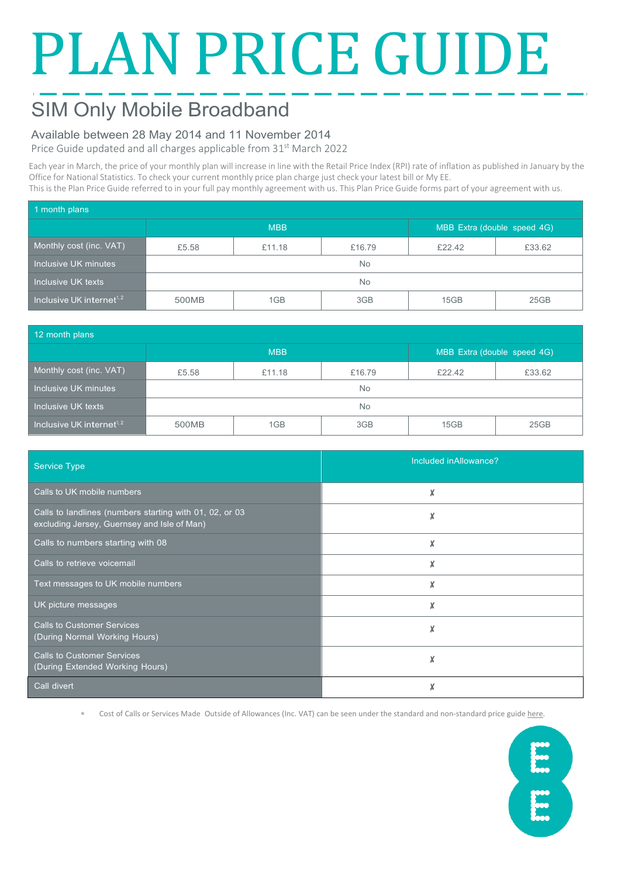# PLAN PRICE GUIDE

## SIM Only Mobile Broadband

### Available between 28 May 2014 and 11 November 2014

Price Guide updated and all charges applicable from 31st March 2022

Each year in March, the price of your monthly plan will increase in line with the Retail Price Index (RPI) rate of inflation as published in January by the Office for National Statistics. To check your current monthly price plan charge just check your latest bill or My EE.
This is the Plan Price Guide referred to in your full pay monthly agreement with us. This Plan Price Guide forms part of your agreement with us.

| 1 month plans | | | | | |
|---|---|---|---|---|---|
| | MBB | | | MBB Extra (double speed 4G) | |
| Monthly cost (inc. VAT) | £5.58 | £11.18 | £16.79 | £22.42 | £33.62 |
| Inclusive UK minutes | No | | | | |
| Inclusive UK texts | No | | | | |
| Inclusive UK internet[1,2] | 500MB | 1GB | 3GB | 15GB | 25GB |

| 12 month plans | | | | | |
|---|---|---|---|---|---|
| | MBB | | | MBB Extra (double speed 4G) | |
| Monthly cost (inc. VAT) | £5.58 | £11.18 | £16.79 | £22.42 | £33.62 |
| Inclusive UK minutes | No | | | | |
| Inclusive UK texts | No | | | | |
| Inclusive UK internet[1,2] | 500MB | 1GB | 3GB | 15GB | 25GB |

| Service Type | Included inAllowance? |
|---|---|
| Calls to UK mobile numbers | ✗ |
| Calls to landlines (numbers starting with 01, 02, or 03 excluding Jersey, Guernsey and Isle of Man) | ✗ |
| Calls to numbers starting with 08 | ✗ |
| Calls to retrieve voicemail | ✗ |
| Text messages to UK mobile numbers | ✗ |
| UK picture messages | ✗ |
| Calls to Customer Services (During Normal Working Hours) | ✗ |
| Calls to Customer Services (During Extended Working Hours) | ✗ |
| Call divert | ✗ |

* Cost of Calls or Services Made Outside of Allowances (Inc. VAT) can be seen under the standard and non-standard price guide here.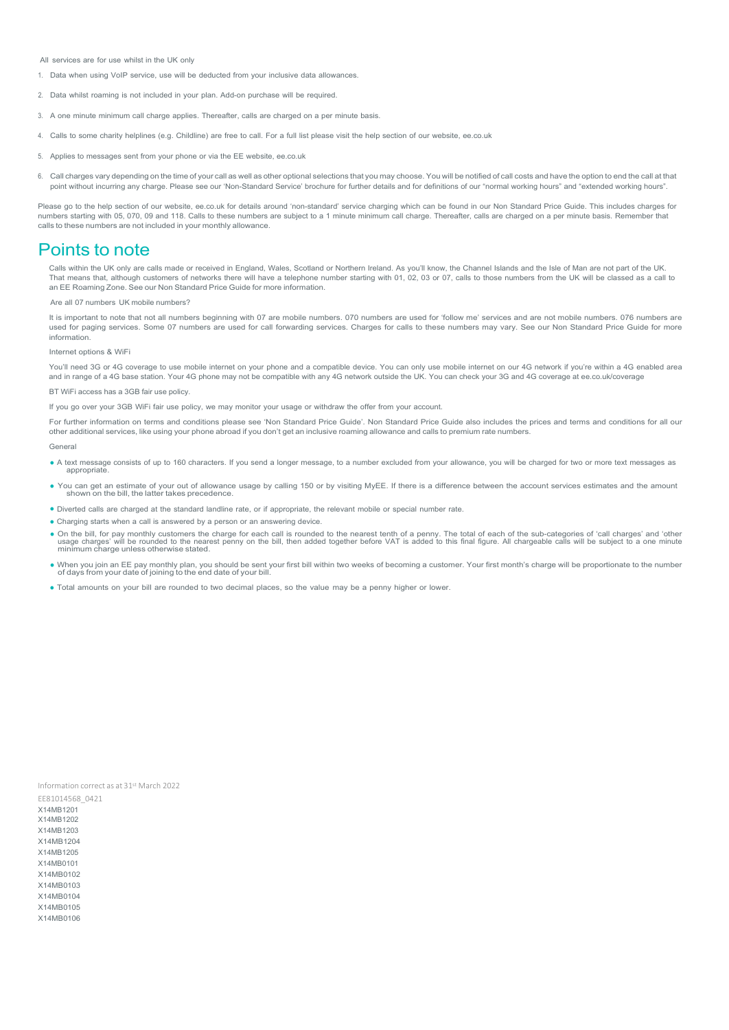All services are for use whilst in the UK only

1. Data when using VoIP service, use will be deducted from your inclusive data allowances.
2. Data whilst roaming is not included in your plan. Add-on purchase will be required.
3. A one minute minimum call charge applies. Thereafter, calls are charged on a per minute basis.
4. Calls to some charity helplines (e.g. Childline) are free to call. For a full list please visit the help section of our website, ee.co.uk
5. Applies to messages sent from your phone or via the EE website, ee.co.uk
6. Call charges vary depending on the time of your call as well as other optional selections that you may choose. You will be notified of call costs and have the option to end the call at that point without incurring any charge. Please see our 'Non-Standard Service' brochure for further details and for definitions of our "normal working hours" and "extended working hours".

Please go to the help section of our website, ee.co.uk for details around 'non-standard' service charging which can be found in our Non Standard Price Guide. This includes charges for numbers starting with 05, 070, 09 and 118. Calls to these numbers are subject to a 1 minute minimum call charge. Thereafter, calls are charged on a per minute basis. Remember that calls to these numbers are not included in your monthly allowance.

# Points to note

Calls within the UK only are calls made or received in England, Wales, Scotland or Northern Ireland. As you'll know, the Channel Islands and the Isle of Man are not part of the UK. That means that, although customers of networks there will have a telephone number starting with 01, 02, 03 or 07, calls to those numbers from the UK will be classed as a call to an EE Roaming Zone. See our Non Standard Price Guide for more information.

Are all 07 numbers UK mobile numbers?

It is important to note that not all numbers beginning with 07 are mobile numbers. 070 numbers are used for 'follow me' services and are not mobile numbers. 076 numbers are used for paging services. Some 07 numbers are used for call forwarding services. Charges for calls to these numbers may vary. See our Non Standard Price Guide for more information.

Internet options & WiFi

You'll need 3G or 4G coverage to use mobile internet on your phone and a compatible device. You can only use mobile internet on our 4G network if you're within a 4G enabled area and in range of a 4G base station. Your 4G phone may not be compatible with any 4G network outside the UK. You can check your 3G and 4G coverage at ee.co.uk/coverage

BT WiFi access has a 3GB fair use policy.

If you go over your 3GB WiFi fair use policy, we may monitor your usage or withdraw the offer from your account.

For further information on terms and conditions please see 'Non Standard Price Guide'. Non Standard Price Guide also includes the prices and terms and conditions for all our other additional services, like using your phone abroad if you don't get an inclusive roaming allowance and calls to premium rate numbers.

General

- A text message consists of up to 160 characters. If you send a longer message, to a number excluded from your allowance, you will be charged for two or more text messages as appropriate.
- You can get an estimate of your out of allowance usage by calling 150 or by visiting MyEE. If there is a difference between the account services estimates and the amount shown on the bill, the latter takes precedence.
- Diverted calls are charged at the standard landline rate, or if appropriate, the relevant mobile or special number rate.
- Charging starts when a call is answered by a person or an answering device.
- On the bill, for pay monthly customers the charge for each call is rounded to the nearest tenth of a penny. The total of each of the sub-categories of 'call charges' and 'other usage charges' will be rounded to the nearest penny on the bill, then added together before VAT is added to this final figure. All chargeable calls will be subject to a one minute minimum charge unless otherwise stated.
- When you join an EE pay monthly plan, you should be sent your first bill within two weeks of becoming a customer. Your first month's charge will be proportionate to the number of days from your date of joining to the end date of your bill.
- Total amounts on your bill are rounded to two decimal places, so the value may be a penny higher or lower.

Information correct as at 31st March 2022

EE81014568_0421

X14MB1201
X14MB1202
X14MB1203
X14MB1204
X14MB1205
X14MB0101
X14MB0102
X14MB0103
X14MB0104
X14MB0105
X14MB0106